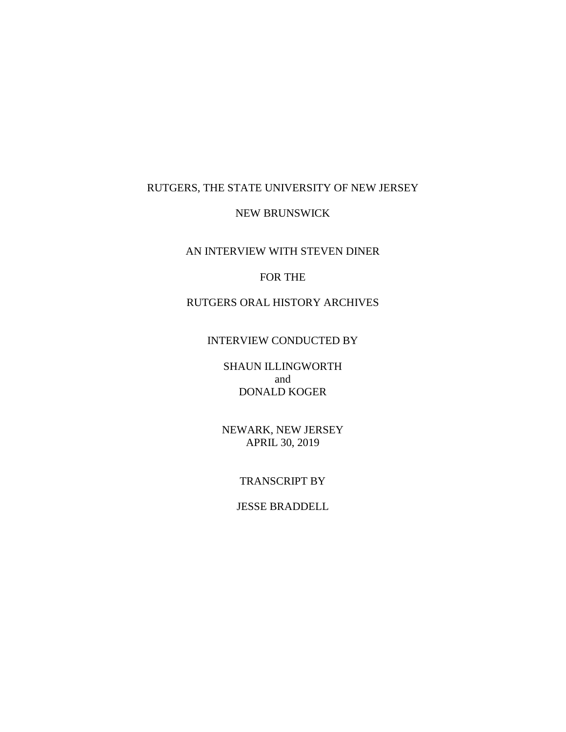RUTGERS, THE STATE UNIVERSITY OF NEW JERSEY

NEW BRUNSWICK

AN INTERVIEW WITH STEVEN DINER

FOR THE

RUTGERS ORAL HISTORY ARCHIVES

INTERVIEW CONDUCTED BY

SHAUN ILLINGWORTH
and
DONALD KOGER

NEWARK, NEW JERSEY
APRIL 30, 2019

TRANSCRIPT BY

JESSE BRADDELL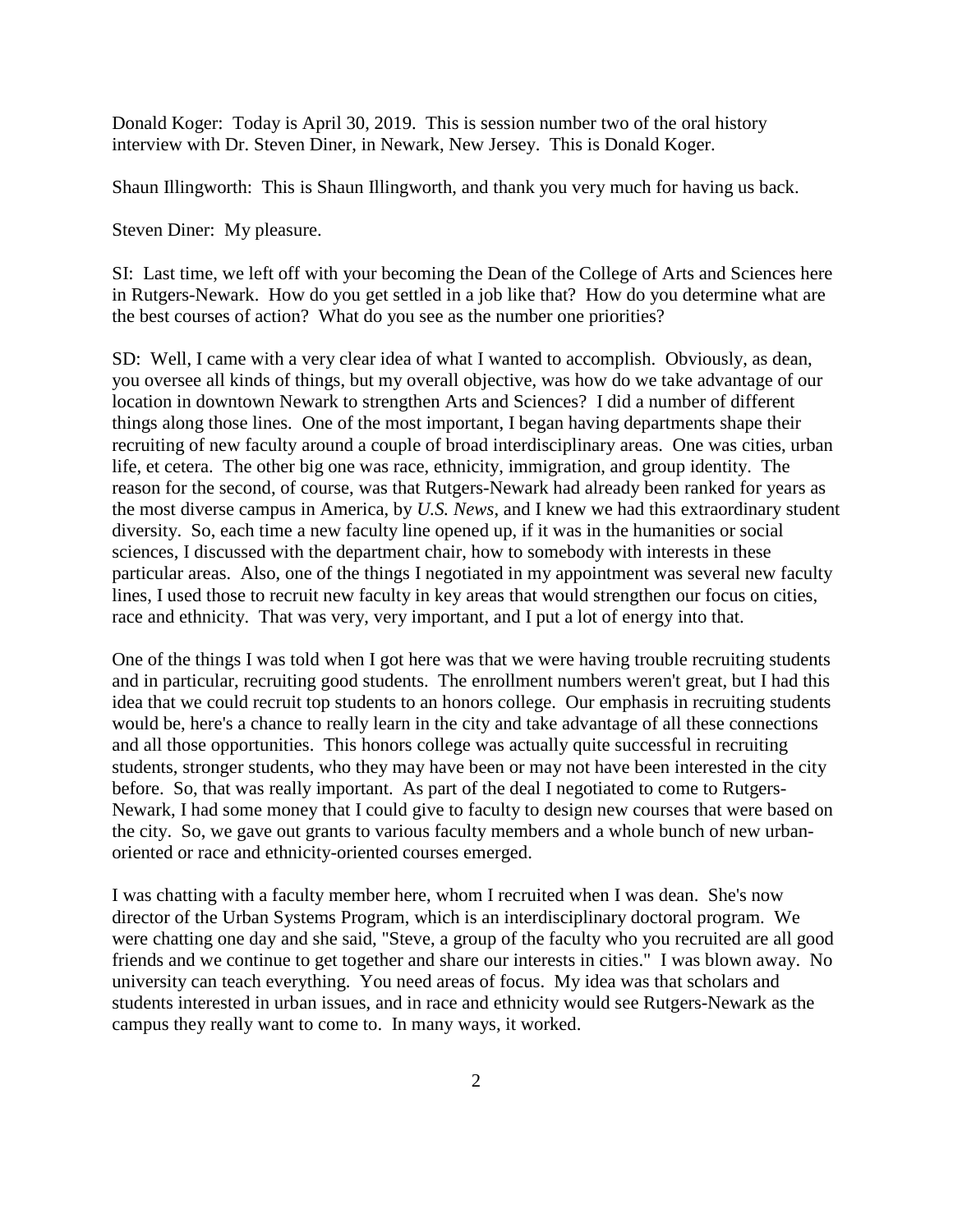Donald Koger: Today is April 30, 2019. This is session number two of the oral history interview with Dr. Steven Diner, in Newark, New Jersey. This is Donald Koger.

Shaun Illingworth: This is Shaun Illingworth, and thank you very much for having us back.

Steven Diner: My pleasure.

SI: Last time, we left off with your becoming the Dean of the College of Arts and Sciences here in Rutgers-Newark. How do you get settled in a job like that? How do you determine what are the best courses of action? What do you see as the number one priorities?

SD: Well, I came with a very clear idea of what I wanted to accomplish. Obviously, as dean, you oversee all kinds of things, but my overall objective, was how do we take advantage of our location in downtown Newark to strengthen Arts and Sciences? I did a number of different things along those lines. One of the most important, I began having departments shape their recruiting of new faculty around a couple of broad interdisciplinary areas. One was cities, urban life, et cetera. The other big one was race, ethnicity, immigration, and group identity. The reason for the second, of course, was that Rutgers-Newark had already been ranked for years as the most diverse campus in America, by *U.S. News*, and I knew we had this extraordinary student diversity. So, each time a new faculty line opened up, if it was in the humanities or social sciences, I discussed with the department chair, how to somebody with interests in these particular areas. Also, one of the things I negotiated in my appointment was several new faculty lines, I used those to recruit new faculty in key areas that would strengthen our focus on cities, race and ethnicity. That was very, very important, and I put a lot of energy into that.

One of the things I was told when I got here was that we were having trouble recruiting students and in particular, recruiting good students. The enrollment numbers weren't great, but I had this idea that we could recruit top students to an honors college. Our emphasis in recruiting students would be, here's a chance to really learn in the city and take advantage of all these connections and all those opportunities. This honors college was actually quite successful in recruiting students, stronger students, who they may have been or may not have been interested in the city before. So, that was really important. As part of the deal I negotiated to come to Rutgers-Newark, I had some money that I could give to faculty to design new courses that were based on the city. So, we gave out grants to various faculty members and a whole bunch of new urban-oriented or race and ethnicity-oriented courses emerged.

I was chatting with a faculty member here, whom I recruited when I was dean. She's now director of the Urban Systems Program, which is an interdisciplinary doctoral program. We were chatting one day and she said, "Steve, a group of the faculty who you recruited are all good friends and we continue to get together and share our interests in cities." I was blown away. No university can teach everything. You need areas of focus. My idea was that scholars and students interested in urban issues, and in race and ethnicity would see Rutgers-Newark as the campus they really want to come to. In many ways, it worked.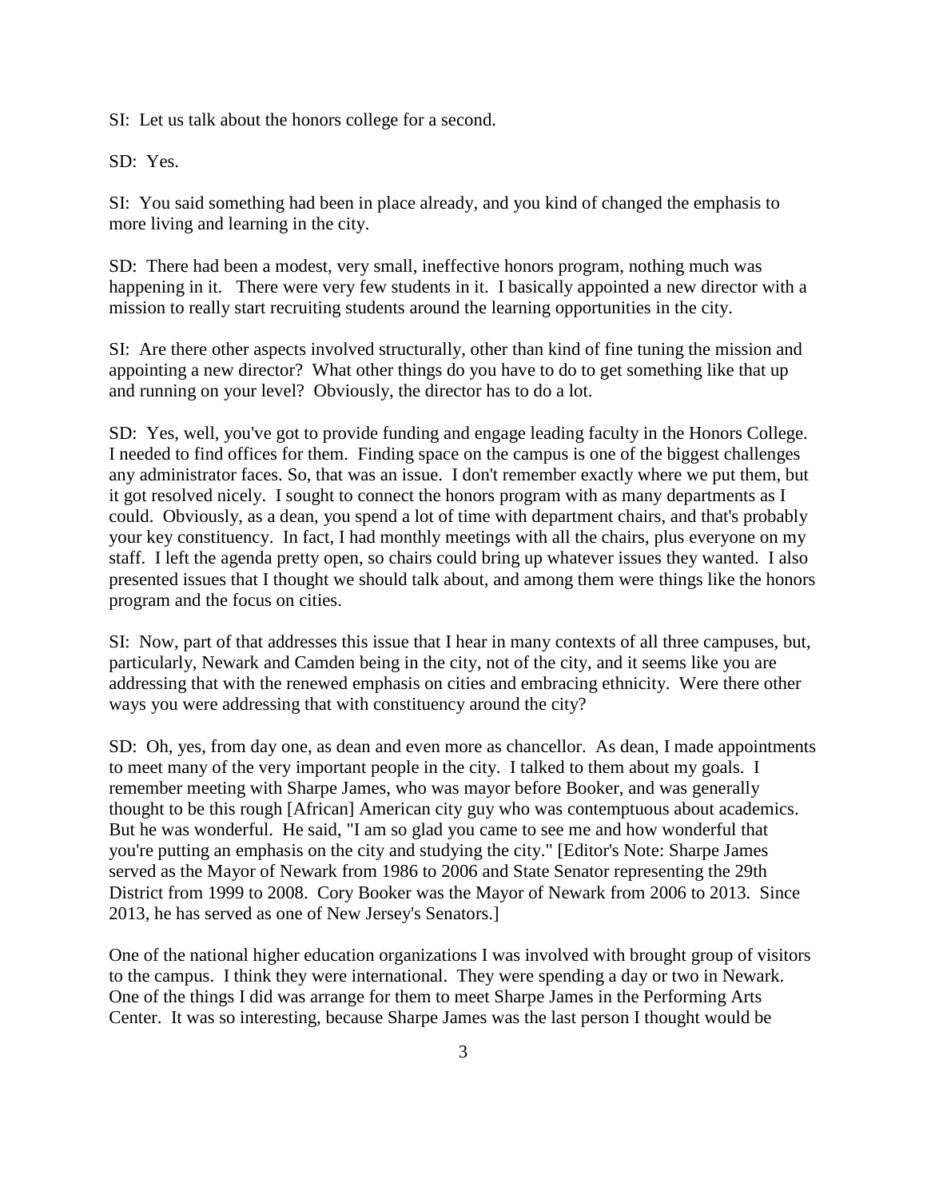SI: Let us talk about the honors college for a second.

SD: Yes.

SI: You said something had been in place already, and you kind of changed the emphasis to more living and learning in the city.

SD: There had been a modest, very small, ineffective honors program, nothing much was happening in it. There were very few students in it. I basically appointed a new director with a mission to really start recruiting students around the learning opportunities in the city.

SI: Are there other aspects involved structurally, other than kind of fine tuning the mission and appointing a new director? What other things do you have to do to get something like that up and running on your level? Obviously, the director has to do a lot.

SD: Yes, well, you've got to provide funding and engage leading faculty in the Honors College. I needed to find offices for them. Finding space on the campus is one of the biggest challenges any administrator faces. So, that was an issue. I don't remember exactly where we put them, but it got resolved nicely. I sought to connect the honors program with as many departments as I could. Obviously, as a dean, you spend a lot of time with department chairs, and that's probably your key constituency. In fact, I had monthly meetings with all the chairs, plus everyone on my staff. I left the agenda pretty open, so chairs could bring up whatever issues they wanted. I also presented issues that I thought we should talk about, and among them were things like the honors program and the focus on cities.

SI: Now, part of that addresses this issue that I hear in many contexts of all three campuses, but, particularly, Newark and Camden being in the city, not of the city, and it seems like you are addressing that with the renewed emphasis on cities and embracing ethnicity. Were there other ways you were addressing that with constituency around the city?

SD: Oh, yes, from day one, as dean and even more as chancellor. As dean, I made appointments to meet many of the very important people in the city. I talked to them about my goals. I remember meeting with Sharpe James, who was mayor before Booker, and was generally thought to be this rough [African] American city guy who was contemptuous about academics. But he was wonderful. He said, "I am so glad you came to see me and how wonderful that you're putting an emphasis on the city and studying the city." [Editor's Note: Sharpe James served as the Mayor of Newark from 1986 to 2006 and State Senator representing the 29th District from 1999 to 2008. Cory Booker was the Mayor of Newark from 2006 to 2013. Since 2013, he has served as one of New Jersey's Senators.]

One of the national higher education organizations I was involved with brought group of visitors to the campus. I think they were international. They were spending a day or two in Newark. One of the things I did was arrange for them to meet Sharpe James in the Performing Arts Center. It was so interesting, because Sharpe James was the last person I thought would be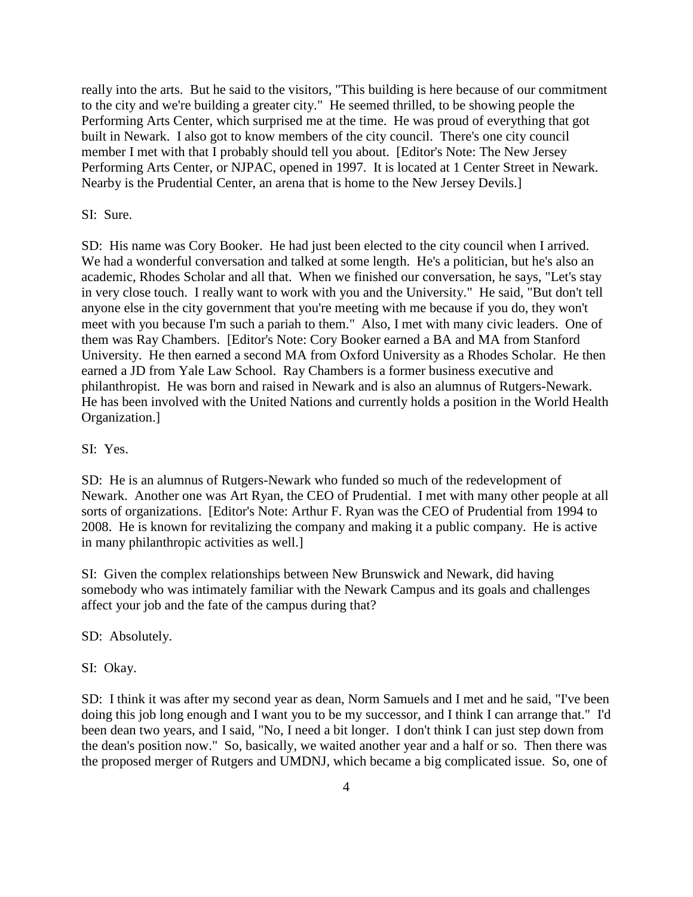really into the arts. But he said to the visitors, "This building is here because of our commitment to the city and we're building a greater city." He seemed thrilled, to be showing people the Performing Arts Center, which surprised me at the time. He was proud of everything that got built in Newark. I also got to know members of the city council. There's one city council member I met with that I probably should tell you about. [Editor's Note: The New Jersey Performing Arts Center, or NJPAC, opened in 1997. It is located at 1 Center Street in Newark. Nearby is the Prudential Center, an arena that is home to the New Jersey Devils.]

SI: Sure.

SD: His name was Cory Booker. He had just been elected to the city council when I arrived. We had a wonderful conversation and talked at some length. He's a politician, but he's also an academic, Rhodes Scholar and all that. When we finished our conversation, he says, "Let's stay in very close touch. I really want to work with you and the University." He said, "But don't tell anyone else in the city government that you're meeting with me because if you do, they won't meet with you because I'm such a pariah to them." Also, I met with many civic leaders. One of them was Ray Chambers. [Editor's Note: Cory Booker earned a BA and MA from Stanford University. He then earned a second MA from Oxford University as a Rhodes Scholar. He then earned a JD from Yale Law School. Ray Chambers is a former business executive and philanthropist. He was born and raised in Newark and is also an alumnus of Rutgers-Newark. He has been involved with the United Nations and currently holds a position in the World Health Organization.]

SI: Yes.

SD: He is an alumnus of Rutgers-Newark who funded so much of the redevelopment of Newark. Another one was Art Ryan, the CEO of Prudential. I met with many other people at all sorts of organizations. [Editor's Note: Arthur F. Ryan was the CEO of Prudential from 1994 to 2008. He is known for revitalizing the company and making it a public company. He is active in many philanthropic activities as well.]

SI: Given the complex relationships between New Brunswick and Newark, did having somebody who was intimately familiar with the Newark Campus and its goals and challenges affect your job and the fate of the campus during that?

SD: Absolutely.

SI: Okay.

SD: I think it was after my second year as dean, Norm Samuels and I met and he said, "I've been doing this job long enough and I want you to be my successor, and I think I can arrange that." I'd been dean two years, and I said, "No, I need a bit longer. I don't think I can just step down from the dean's position now." So, basically, we waited another year and a half or so. Then there was the proposed merger of Rutgers and UMDNJ, which became a big complicated issue. So, one of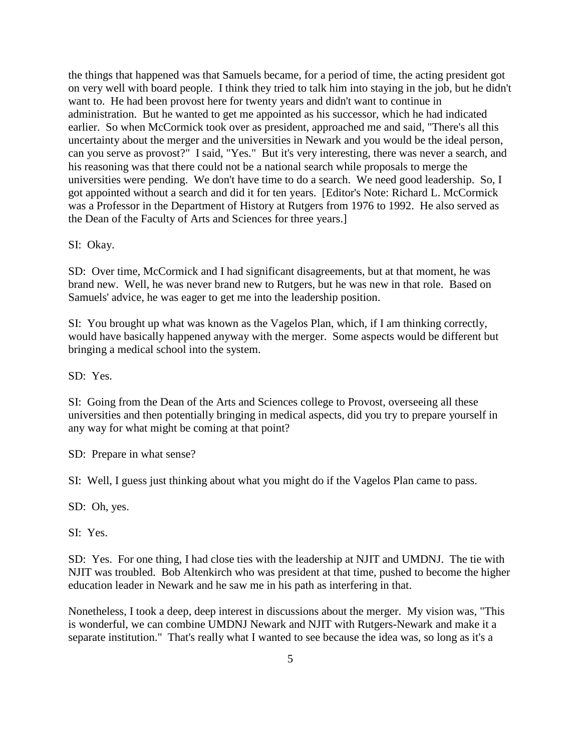the things that happened was that Samuels became, for a period of time, the acting president got on very well with board people. I think they tried to talk him into staying in the job, but he didn't want to. He had been provost here for twenty years and didn't want to continue in administration. But he wanted to get me appointed as his successor, which he had indicated earlier. So when McCormick took over as president, approached me and said, "There's all this uncertainty about the merger and the universities in Newark and you would be the ideal person, can you serve as provost?" I said, "Yes." But it's very interesting, there was never a search, and his reasoning was that there could not be a national search while proposals to merge the universities were pending. We don't have time to do a search. We need good leadership. So, I got appointed without a search and did it for ten years. [Editor's Note: Richard L. McCormick was a Professor in the Department of History at Rutgers from 1976 to 1992. He also served as the Dean of the Faculty of Arts and Sciences for three years.]

SI: Okay.

SD: Over time, McCormick and I had significant disagreements, but at that moment, he was brand new. Well, he was never brand new to Rutgers, but he was new in that role. Based on Samuels' advice, he was eager to get me into the leadership position.

SI: You brought up what was known as the Vagelos Plan, which, if I am thinking correctly, would have basically happened anyway with the merger. Some aspects would be different but bringing a medical school into the system.

SD: Yes.

SI: Going from the Dean of the Arts and Sciences college to Provost, overseeing all these universities and then potentially bringing in medical aspects, did you try to prepare yourself in any way for what might be coming at that point?

SD: Prepare in what sense?

SI: Well, I guess just thinking about what you might do if the Vagelos Plan came to pass.

SD: Oh, yes.

SI: Yes.

SD: Yes. For one thing, I had close ties with the leadership at NJIT and UMDNJ. The tie with NJIT was troubled. Bob Altenkirch who was president at that time, pushed to become the higher education leader in Newark and he saw me in his path as interfering in that.

Nonetheless, I took a deep, deep interest in discussions about the merger. My vision was, "This is wonderful, we can combine UMDNJ Newark and NJIT with Rutgers-Newark and make it a separate institution." That's really what I wanted to see because the idea was, so long as it's a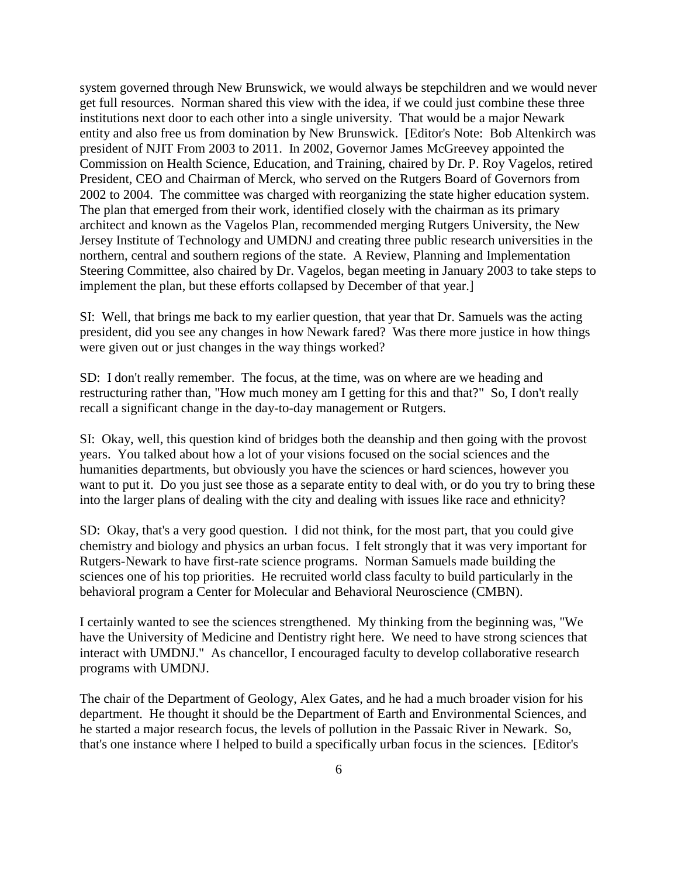system governed through New Brunswick, we would always be stepchildren and we would never get full resources. Norman shared this view with the idea, if we could just combine these three institutions next door to each other into a single university. That would be a major Newark entity and also free us from domination by New Brunswick. [Editor's Note: Bob Altenkirch was president of NJIT From 2003 to 2011. In 2002, Governor James McGreevey appointed the Commission on Health Science, Education, and Training, chaired by Dr. P. Roy Vagelos, retired President, CEO and Chairman of Merck, who served on the Rutgers Board of Governors from 2002 to 2004. The committee was charged with reorganizing the state higher education system. The plan that emerged from their work, identified closely with the chairman as its primary architect and known as the Vagelos Plan, recommended merging Rutgers University, the New Jersey Institute of Technology and UMDNJ and creating three public research universities in the northern, central and southern regions of the state. A Review, Planning and Implementation Steering Committee, also chaired by Dr. Vagelos, began meeting in January 2003 to take steps to implement the plan, but these efforts collapsed by December of that year.]

SI: Well, that brings me back to my earlier question, that year that Dr. Samuels was the acting president, did you see any changes in how Newark fared? Was there more justice in how things were given out or just changes in the way things worked?

SD: I don't really remember. The focus, at the time, was on where are we heading and restructuring rather than, "How much money am I getting for this and that?" So, I don't really recall a significant change in the day-to-day management or Rutgers.

SI: Okay, well, this question kind of bridges both the deanship and then going with the provost years. You talked about how a lot of your visions focused on the social sciences and the humanities departments, but obviously you have the sciences or hard sciences, however you want to put it. Do you just see those as a separate entity to deal with, or do you try to bring these into the larger plans of dealing with the city and dealing with issues like race and ethnicity?

SD: Okay, that's a very good question. I did not think, for the most part, that you could give chemistry and biology and physics an urban focus. I felt strongly that it was very important for Rutgers-Newark to have first-rate science programs. Norman Samuels made building the sciences one of his top priorities. He recruited world class faculty to build particularly in the behavioral program a Center for Molecular and Behavioral Neuroscience (CMBN).

I certainly wanted to see the sciences strengthened. My thinking from the beginning was, "We have the University of Medicine and Dentistry right here. We need to have strong sciences that interact with UMDNJ." As chancellor, I encouraged faculty to develop collaborative research programs with UMDNJ.

The chair of the Department of Geology, Alex Gates, and he had a much broader vision for his department. He thought it should be the Department of Earth and Environmental Sciences, and he started a major research focus, the levels of pollution in the Passaic River in Newark. So, that's one instance where I helped to build a specifically urban focus in the sciences. [Editor's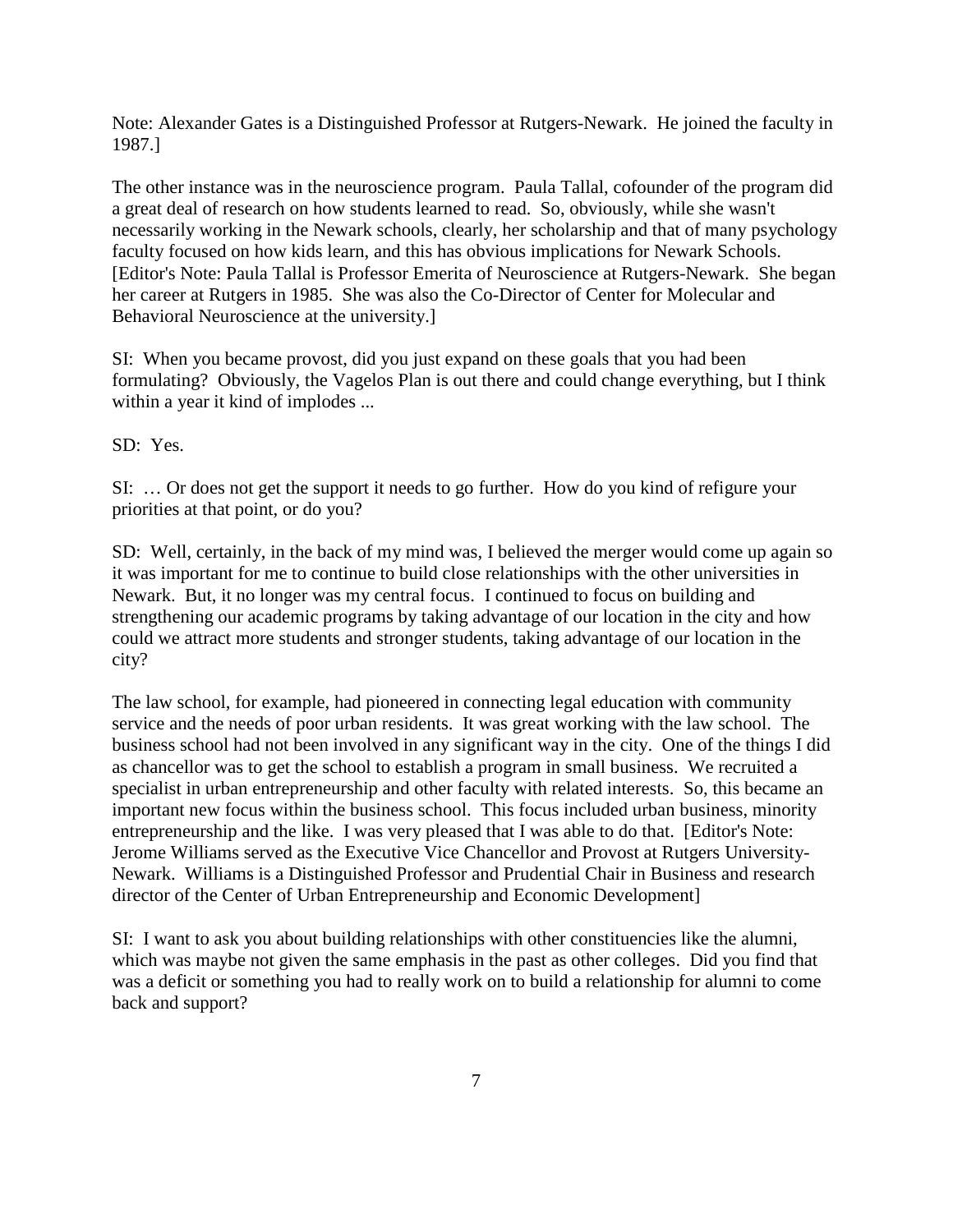Note: Alexander Gates is a Distinguished Professor at Rutgers-Newark. He joined the faculty in 1987.]

The other instance was in the neuroscience program. Paula Tallal, cofounder of the program did a great deal of research on how students learned to read. So, obviously, while she wasn't necessarily working in the Newark schools, clearly, her scholarship and that of many psychology faculty focused on how kids learn, and this has obvious implications for Newark Schools. [Editor's Note: Paula Tallal is Professor Emerita of Neuroscience at Rutgers-Newark. She began her career at Rutgers in 1985. She was also the Co-Director of Center for Molecular and Behavioral Neuroscience at the university.]

SI: When you became provost, did you just expand on these goals that you had been formulating? Obviously, the Vagelos Plan is out there and could change everything, but I think within a year it kind of implodes ...

SD: Yes.

SI: … Or does not get the support it needs to go further. How do you kind of refigure your priorities at that point, or do you?

SD: Well, certainly, in the back of my mind was, I believed the merger would come up again so it was important for me to continue to build close relationships with the other universities in Newark. But, it no longer was my central focus. I continued to focus on building and strengthening our academic programs by taking advantage of our location in the city and how could we attract more students and stronger students, taking advantage of our location in the city?

The law school, for example, had pioneered in connecting legal education with community service and the needs of poor urban residents. It was great working with the law school. The business school had not been involved in any significant way in the city. One of the things I did as chancellor was to get the school to establish a program in small business. We recruited a specialist in urban entrepreneurship and other faculty with related interests. So, this became an important new focus within the business school. This focus included urban business, minority entrepreneurship and the like. I was very pleased that I was able to do that. [Editor's Note: Jerome Williams served as the Executive Vice Chancellor and Provost at Rutgers University-Newark. Williams is a Distinguished Professor and Prudential Chair in Business and research director of the Center of Urban Entrepreneurship and Economic Development]

SI: I want to ask you about building relationships with other constituencies like the alumni, which was maybe not given the same emphasis in the past as other colleges. Did you find that was a deficit or something you had to really work on to build a relationship for alumni to come back and support?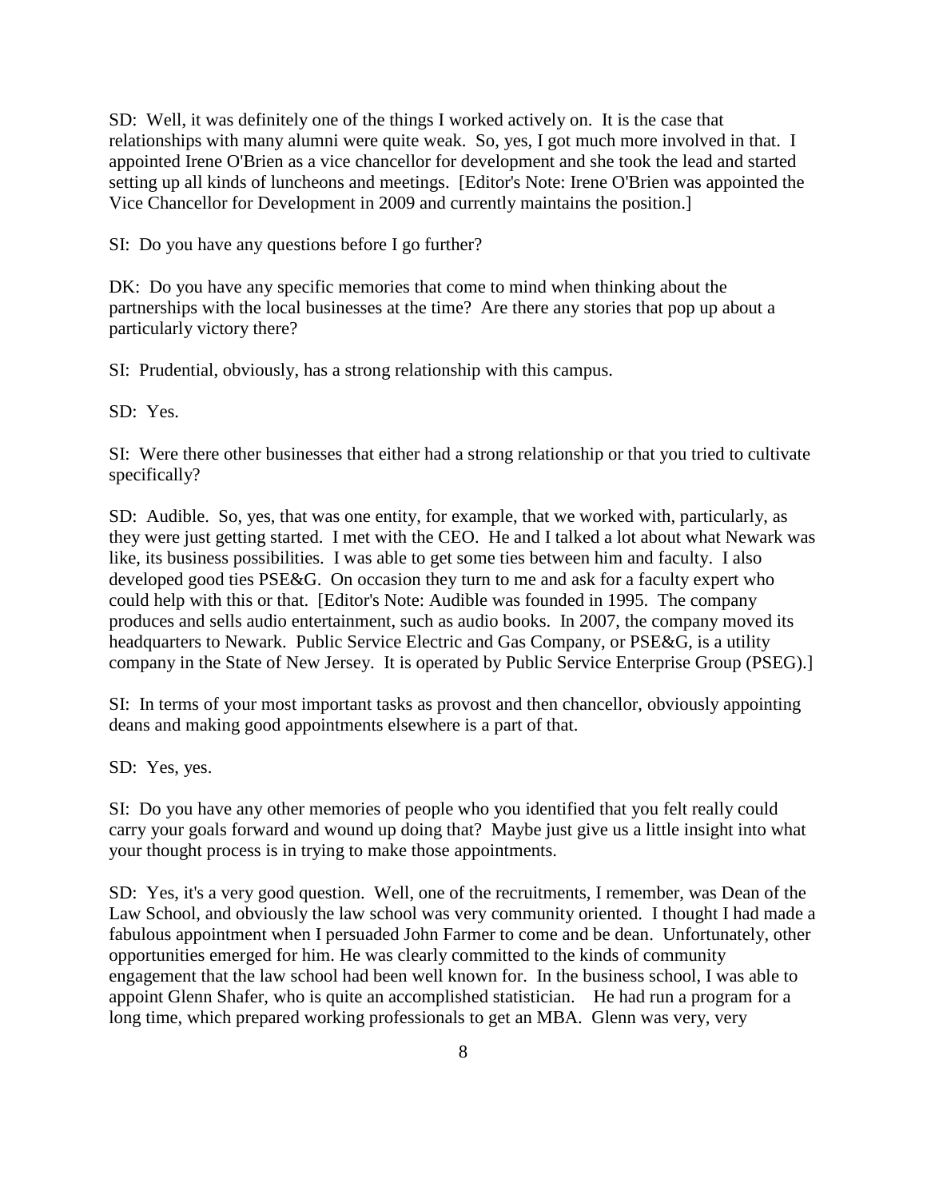SD: Well, it was definitely one of the things I worked actively on. It is the case that relationships with many alumni were quite weak. So, yes, I got much more involved in that. I appointed Irene O'Brien as a vice chancellor for development and she took the lead and started setting up all kinds of luncheons and meetings. [Editor's Note: Irene O'Brien was appointed the Vice Chancellor for Development in 2009 and currently maintains the position.]

SI: Do you have any questions before I go further?

DK: Do you have any specific memories that come to mind when thinking about the partnerships with the local businesses at the time? Are there any stories that pop up about a particularly victory there?

SI: Prudential, obviously, has a strong relationship with this campus.

SD: Yes.

SI: Were there other businesses that either had a strong relationship or that you tried to cultivate specifically?

SD: Audible. So, yes, that was one entity, for example, that we worked with, particularly, as they were just getting started. I met with the CEO. He and I talked a lot about what Newark was like, its business possibilities. I was able to get some ties between him and faculty. I also developed good ties PSE&G. On occasion they turn to me and ask for a faculty expert who could help with this or that. [Editor's Note: Audible was founded in 1995. The company produces and sells audio entertainment, such as audio books. In 2007, the company moved its headquarters to Newark. Public Service Electric and Gas Company, or PSE&G, is a utility company in the State of New Jersey. It is operated by Public Service Enterprise Group (PSEG).]

SI: In terms of your most important tasks as provost and then chancellor, obviously appointing deans and making good appointments elsewhere is a part of that.

SD: Yes, yes.

SI: Do you have any other memories of people who you identified that you felt really could carry your goals forward and wound up doing that? Maybe just give us a little insight into what your thought process is in trying to make those appointments.

SD: Yes, it's a very good question. Well, one of the recruitments, I remember, was Dean of the Law School, and obviously the law school was very community oriented. I thought I had made a fabulous appointment when I persuaded John Farmer to come and be dean. Unfortunately, other opportunities emerged for him. He was clearly committed to the kinds of community engagement that the law school had been well known for. In the business school, I was able to appoint Glenn Shafer, who is quite an accomplished statistician. He had run a program for a long time, which prepared working professionals to get an MBA. Glenn was very, very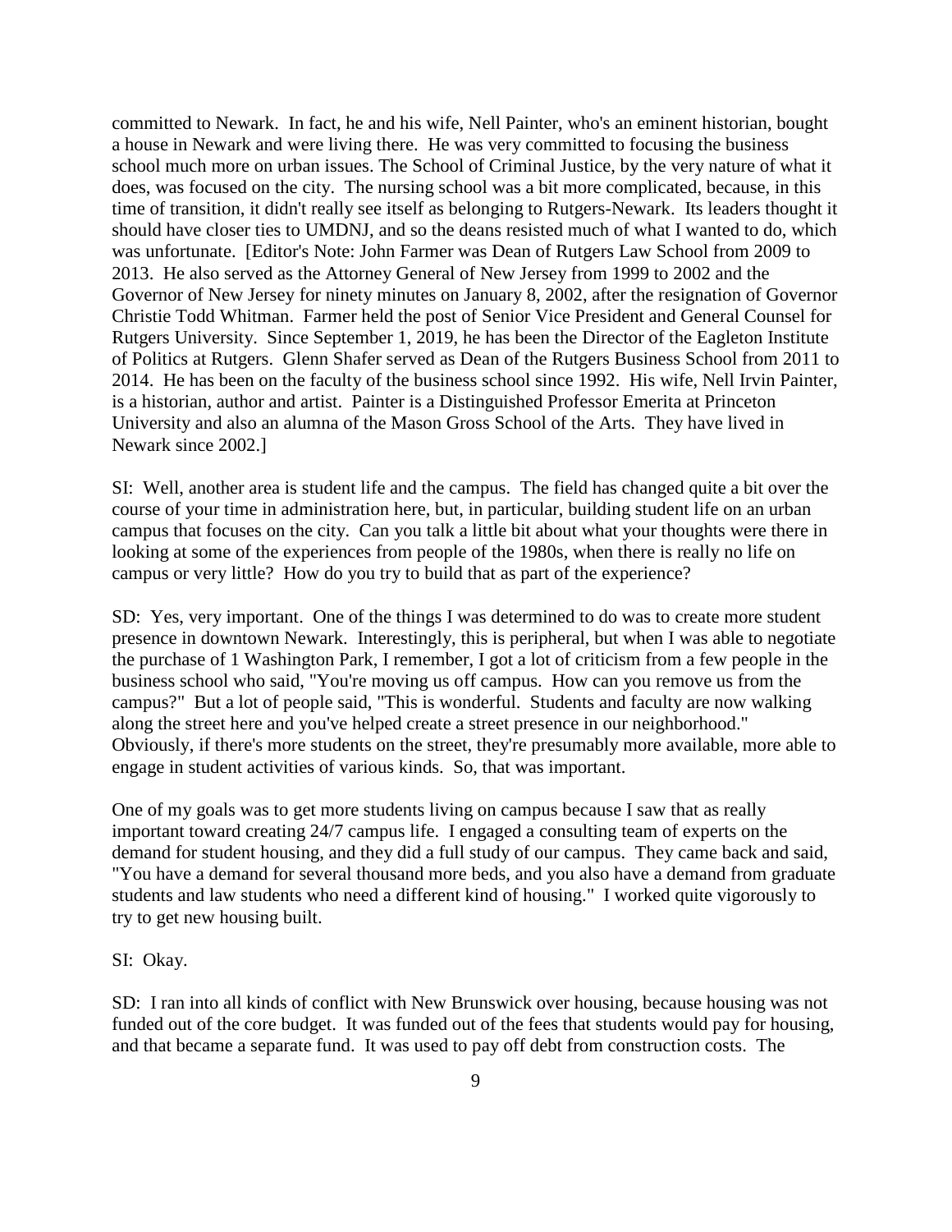committed to Newark. In fact, he and his wife, Nell Painter, who's an eminent historian, bought a house in Newark and were living there. He was very committed to focusing the business school much more on urban issues. The School of Criminal Justice, by the very nature of what it does, was focused on the city. The nursing school was a bit more complicated, because, in this time of transition, it didn't really see itself as belonging to Rutgers-Newark. Its leaders thought it should have closer ties to UMDNJ, and so the deans resisted much of what I wanted to do, which was unfortunate. [Editor's Note: John Farmer was Dean of Rutgers Law School from 2009 to 2013. He also served as the Attorney General of New Jersey from 1999 to 2002 and the Governor of New Jersey for ninety minutes on January 8, 2002, after the resignation of Governor Christie Todd Whitman. Farmer held the post of Senior Vice President and General Counsel for Rutgers University. Since September 1, 2019, he has been the Director of the Eagleton Institute of Politics at Rutgers. Glenn Shafer served as Dean of the Rutgers Business School from 2011 to 2014. He has been on the faculty of the business school since 1992. His wife, Nell Irvin Painter, is a historian, author and artist. Painter is a Distinguished Professor Emerita at Princeton University and also an alumna of the Mason Gross School of the Arts. They have lived in Newark since 2002.]

SI: Well, another area is student life and the campus. The field has changed quite a bit over the course of your time in administration here, but, in particular, building student life on an urban campus that focuses on the city. Can you talk a little bit about what your thoughts were there in looking at some of the experiences from people of the 1980s, when there is really no life on campus or very little? How do you try to build that as part of the experience?

SD: Yes, very important. One of the things I was determined to do was to create more student presence in downtown Newark. Interestingly, this is peripheral, but when I was able to negotiate the purchase of 1 Washington Park, I remember, I got a lot of criticism from a few people in the business school who said, "You're moving us off campus. How can you remove us from the campus?" But a lot of people said, "This is wonderful. Students and faculty are now walking along the street here and you've helped create a street presence in our neighborhood." Obviously, if there's more students on the street, they're presumably more available, more able to engage in student activities of various kinds. So, that was important.

One of my goals was to get more students living on campus because I saw that as really important toward creating 24/7 campus life. I engaged a consulting team of experts on the demand for student housing, and they did a full study of our campus. They came back and said, "You have a demand for several thousand more beds, and you also have a demand from graduate students and law students who need a different kind of housing." I worked quite vigorously to try to get new housing built.

SI: Okay.

SD: I ran into all kinds of conflict with New Brunswick over housing, because housing was not funded out of the core budget. It was funded out of the fees that students would pay for housing, and that became a separate fund. It was used to pay off debt from construction costs. The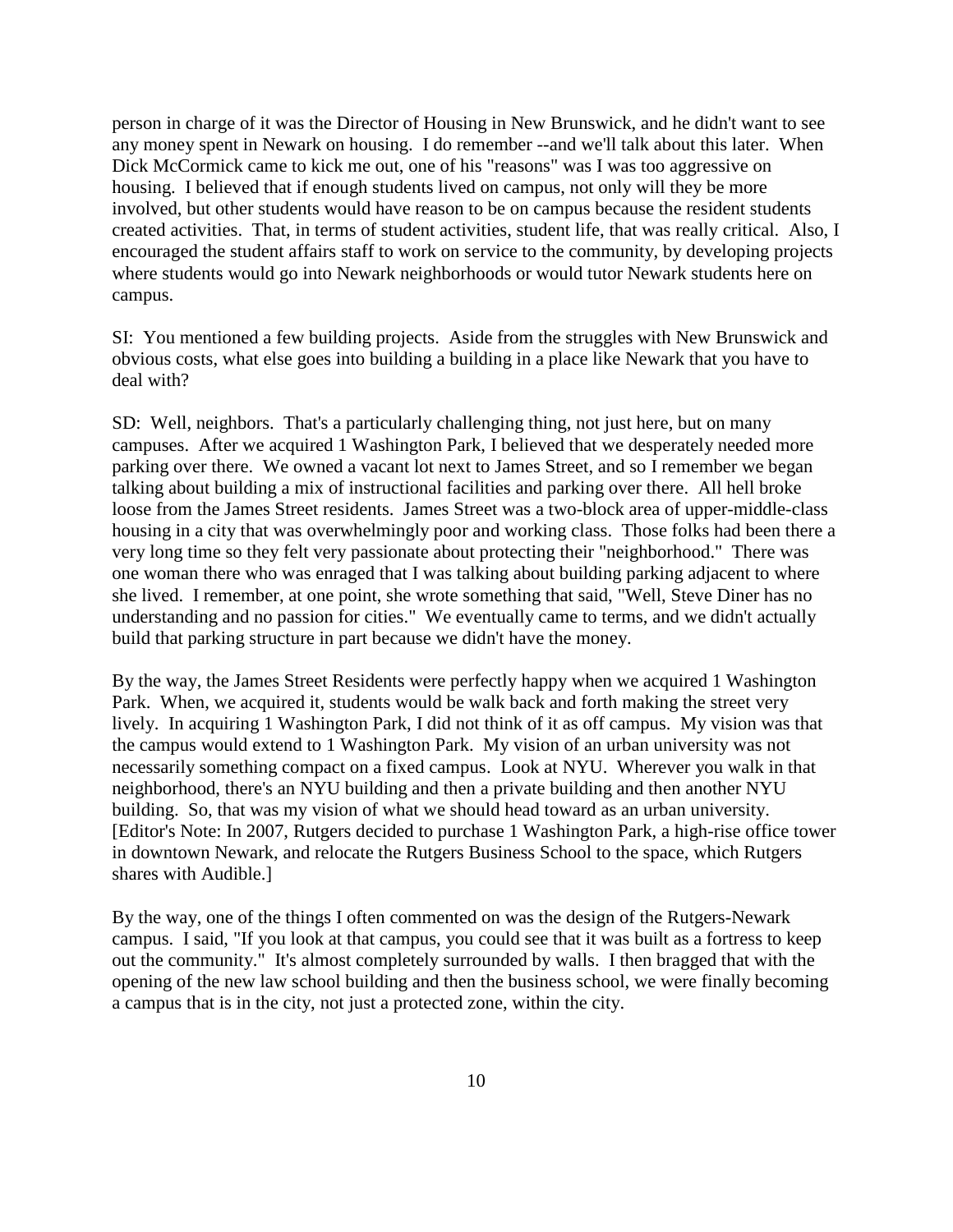person in charge of it was the Director of Housing in New Brunswick, and he didn't want to see any money spent in Newark on housing. I do remember --and we'll talk about this later. When Dick McCormick came to kick me out, one of his "reasons" was I was too aggressive on housing. I believed that if enough students lived on campus, not only will they be more involved, but other students would have reason to be on campus because the resident students created activities. That, in terms of student activities, student life, that was really critical. Also, I encouraged the student affairs staff to work on service to the community, by developing projects where students would go into Newark neighborhoods or would tutor Newark students here on campus.

SI: You mentioned a few building projects. Aside from the struggles with New Brunswick and obvious costs, what else goes into building a building in a place like Newark that you have to deal with?

SD: Well, neighbors. That's a particularly challenging thing, not just here, but on many campuses. After we acquired 1 Washington Park, I believed that we desperately needed more parking over there. We owned a vacant lot next to James Street, and so I remember we began talking about building a mix of instructional facilities and parking over there. All hell broke loose from the James Street residents. James Street was a two-block area of upper-middle-class housing in a city that was overwhelmingly poor and working class. Those folks had been there a very long time so they felt very passionate about protecting their "neighborhood." There was one woman there who was enraged that I was talking about building parking adjacent to where she lived. I remember, at one point, she wrote something that said, "Well, Steve Diner has no understanding and no passion for cities." We eventually came to terms, and we didn't actually build that parking structure in part because we didn't have the money.

By the way, the James Street Residents were perfectly happy when we acquired 1 Washington Park. When, we acquired it, students would be walk back and forth making the street very lively. In acquiring 1 Washington Park, I did not think of it as off campus. My vision was that the campus would extend to 1 Washington Park. My vision of an urban university was not necessarily something compact on a fixed campus. Look at NYU. Wherever you walk in that neighborhood, there's an NYU building and then a private building and then another NYU building. So, that was my vision of what we should head toward as an urban university. [Editor's Note: In 2007, Rutgers decided to purchase 1 Washington Park, a high-rise office tower in downtown Newark, and relocate the Rutgers Business School to the space, which Rutgers shares with Audible.]

By the way, one of the things I often commented on was the design of the Rutgers-Newark campus. I said, "If you look at that campus, you could see that it was built as a fortress to keep out the community." It's almost completely surrounded by walls. I then bragged that with the opening of the new law school building and then the business school, we were finally becoming a campus that is in the city, not just a protected zone, within the city.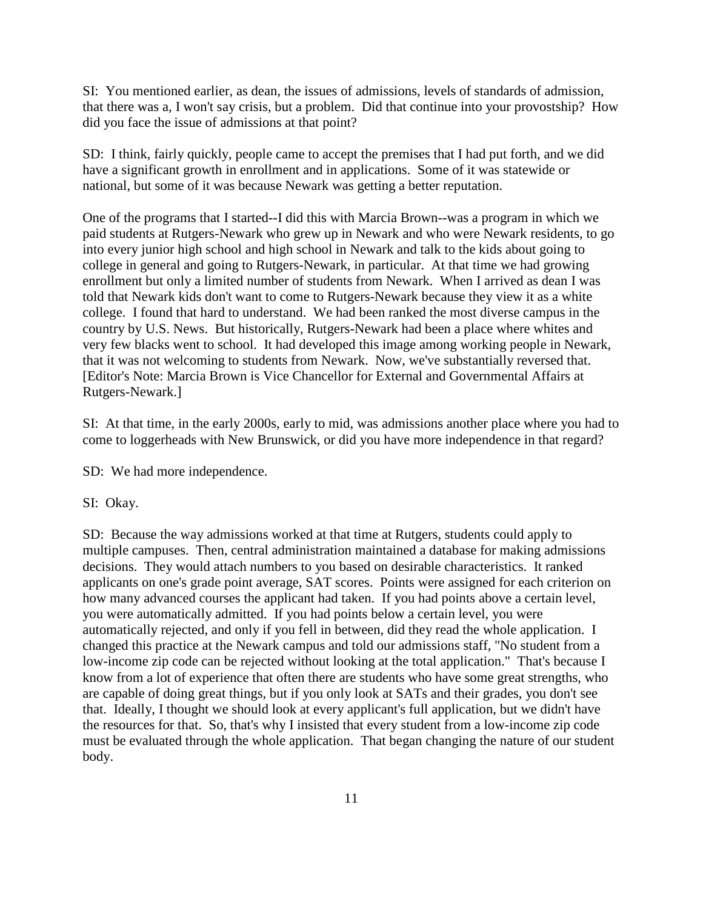SI: You mentioned earlier, as dean, the issues of admissions, levels of standards of admission, that there was a, I won't say crisis, but a problem. Did that continue into your provostship? How did you face the issue of admissions at that point?

SD: I think, fairly quickly, people came to accept the premises that I had put forth, and we did have a significant growth in enrollment and in applications. Some of it was statewide or national, but some of it was because Newark was getting a better reputation.

One of the programs that I started--I did this with Marcia Brown--was a program in which we paid students at Rutgers-Newark who grew up in Newark and who were Newark residents, to go into every junior high school and high school in Newark and talk to the kids about going to college in general and going to Rutgers-Newark, in particular. At that time we had growing enrollment but only a limited number of students from Newark. When I arrived as dean I was told that Newark kids don't want to come to Rutgers-Newark because they view it as a white college. I found that hard to understand. We had been ranked the most diverse campus in the country by U.S. News. But historically, Rutgers-Newark had been a place where whites and very few blacks went to school. It had developed this image among working people in Newark, that it was not welcoming to students from Newark. Now, we've substantially reversed that. [Editor's Note: Marcia Brown is Vice Chancellor for External and Governmental Affairs at Rutgers-Newark.]

SI: At that time, in the early 2000s, early to mid, was admissions another place where you had to come to loggerheads with New Brunswick, or did you have more independence in that regard?

SD: We had more independence.

SI: Okay.

SD: Because the way admissions worked at that time at Rutgers, students could apply to multiple campuses. Then, central administration maintained a database for making admissions decisions. They would attach numbers to you based on desirable characteristics. It ranked applicants on one's grade point average, SAT scores. Points were assigned for each criterion on how many advanced courses the applicant had taken. If you had points above a certain level, you were automatically admitted. If you had points below a certain level, you were automatically rejected, and only if you fell in between, did they read the whole application. I changed this practice at the Newark campus and told our admissions staff, "No student from a low-income zip code can be rejected without looking at the total application." That's because I know from a lot of experience that often there are students who have some great strengths, who are capable of doing great things, but if you only look at SATs and their grades, you don't see that. Ideally, I thought we should look at every applicant's full application, but we didn't have the resources for that. So, that's why I insisted that every student from a low-income zip code must be evaluated through the whole application. That began changing the nature of our student body.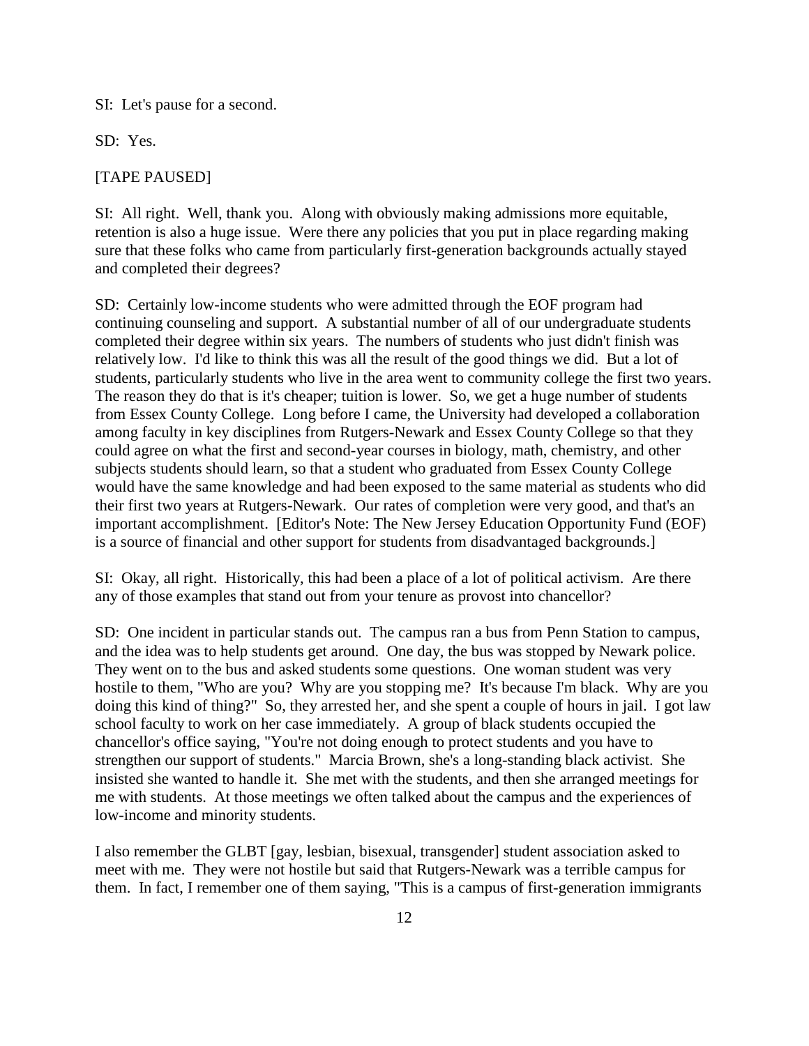SI: Let's pause for a second.

SD: Yes.

[TAPE PAUSED]

SI: All right. Well, thank you. Along with obviously making admissions more equitable, retention is also a huge issue. Were there any policies that you put in place regarding making sure that these folks who came from particularly first-generation backgrounds actually stayed and completed their degrees?

SD: Certainly low-income students who were admitted through the EOF program had continuing counseling and support. A substantial number of all of our undergraduate students completed their degree within six years. The numbers of students who just didn't finish was relatively low. I'd like to think this was all the result of the good things we did. But a lot of students, particularly students who live in the area went to community college the first two years. The reason they do that is it's cheaper; tuition is lower. So, we get a huge number of students from Essex County College. Long before I came, the University had developed a collaboration among faculty in key disciplines from Rutgers-Newark and Essex County College so that they could agree on what the first and second-year courses in biology, math, chemistry, and other subjects students should learn, so that a student who graduated from Essex County College would have the same knowledge and had been exposed to the same material as students who did their first two years at Rutgers-Newark. Our rates of completion were very good, and that's an important accomplishment. [Editor's Note: The New Jersey Education Opportunity Fund (EOF) is a source of financial and other support for students from disadvantaged backgrounds.]

SI: Okay, all right. Historically, this had been a place of a lot of political activism. Are there any of those examples that stand out from your tenure as provost into chancellor?

SD: One incident in particular stands out. The campus ran a bus from Penn Station to campus, and the idea was to help students get around. One day, the bus was stopped by Newark police. They went on to the bus and asked students some questions. One woman student was very hostile to them, "Who are you? Why are you stopping me? It's because I'm black. Why are you doing this kind of thing?" So, they arrested her, and she spent a couple of hours in jail. I got law school faculty to work on her case immediately. A group of black students occupied the chancellor's office saying, "You're not doing enough to protect students and you have to strengthen our support of students." Marcia Brown, she's a long-standing black activist. She insisted she wanted to handle it. She met with the students, and then she arranged meetings for me with students. At those meetings we often talked about the campus and the experiences of low-income and minority students.

I also remember the GLBT [gay, lesbian, bisexual, transgender] student association asked to meet with me. They were not hostile but said that Rutgers-Newark was a terrible campus for them. In fact, I remember one of them saying, "This is a campus of first-generation immigrants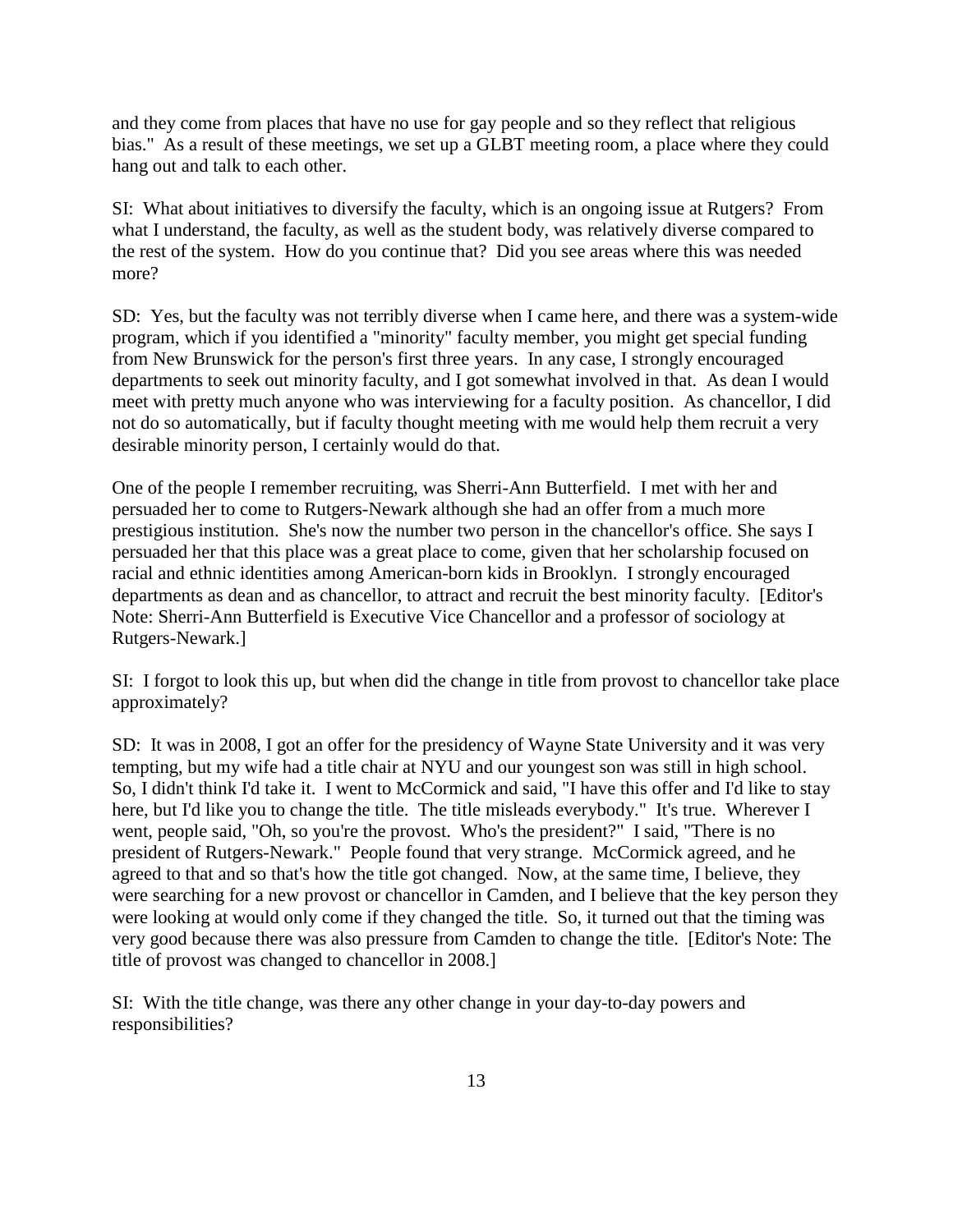and they come from places that have no use for gay people and so they reflect that religious bias." As a result of these meetings, we set up a GLBT meeting room, a place where they could hang out and talk to each other.

SI: What about initiatives to diversify the faculty, which is an ongoing issue at Rutgers? From what I understand, the faculty, as well as the student body, was relatively diverse compared to the rest of the system. How do you continue that? Did you see areas where this was needed more?

SD: Yes, but the faculty was not terribly diverse when I came here, and there was a system-wide program, which if you identified a "minority" faculty member, you might get special funding from New Brunswick for the person's first three years. In any case, I strongly encouraged departments to seek out minority faculty, and I got somewhat involved in that. As dean I would meet with pretty much anyone who was interviewing for a faculty position. As chancellor, I did not do so automatically, but if faculty thought meeting with me would help them recruit a very desirable minority person, I certainly would do that.

One of the people I remember recruiting, was Sherri-Ann Butterfield. I met with her and persuaded her to come to Rutgers-Newark although she had an offer from a much more prestigious institution. She's now the number two person in the chancellor's office. She says I persuaded her that this place was a great place to come, given that her scholarship focused on racial and ethnic identities among American-born kids in Brooklyn. I strongly encouraged departments as dean and as chancellor, to attract and recruit the best minority faculty. [Editor's Note: Sherri-Ann Butterfield is Executive Vice Chancellor and a professor of sociology at Rutgers-Newark.]

SI: I forgot to look this up, but when did the change in title from provost to chancellor take place approximately?

SD: It was in 2008, I got an offer for the presidency of Wayne State University and it was very tempting, but my wife had a title chair at NYU and our youngest son was still in high school. So, I didn't think I'd take it. I went to McCormick and said, "I have this offer and I'd like to stay here, but I'd like you to change the title. The title misleads everybody." It's true. Wherever I went, people said, "Oh, so you're the provost. Who's the president?" I said, "There is no president of Rutgers-Newark." People found that very strange. McCormick agreed, and he agreed to that and so that's how the title got changed. Now, at the same time, I believe, they were searching for a new provost or chancellor in Camden, and I believe that the key person they were looking at would only come if they changed the title. So, it turned out that the timing was very good because there was also pressure from Camden to change the title. [Editor's Note: The title of provost was changed to chancellor in 2008.]

SI: With the title change, was there any other change in your day-to-day powers and responsibilities?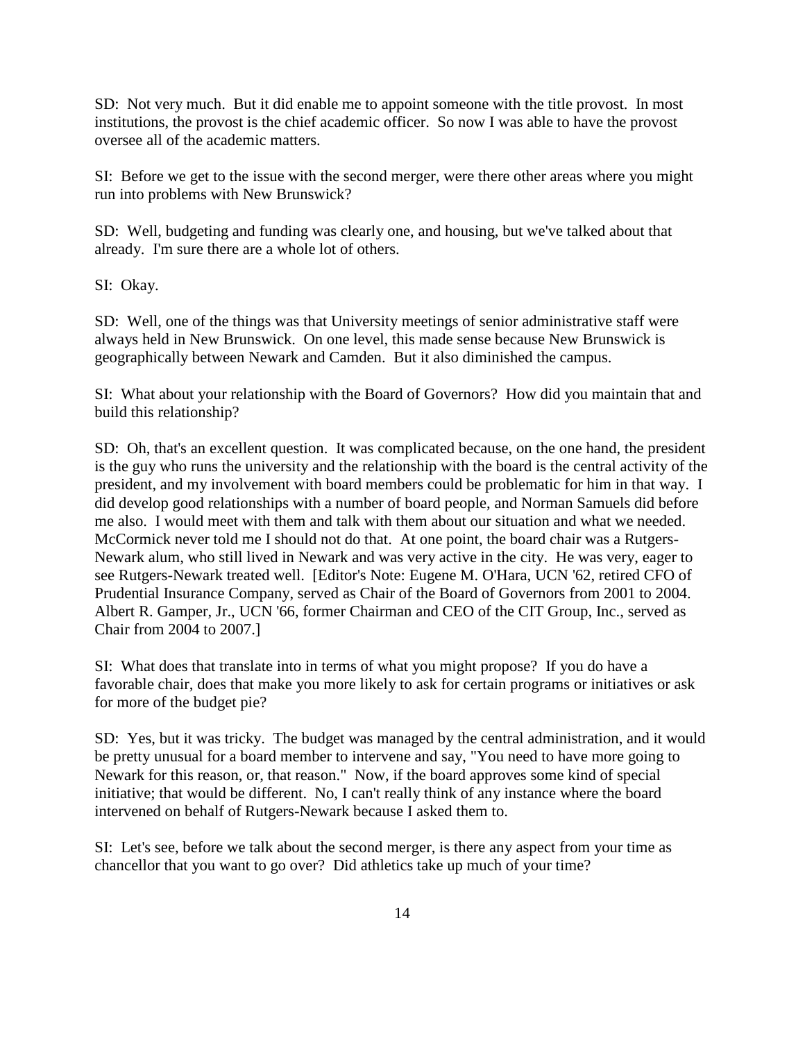SD: Not very much. But it did enable me to appoint someone with the title provost. In most institutions, the provost is the chief academic officer. So now I was able to have the provost oversee all of the academic matters.

SI: Before we get to the issue with the second merger, were there other areas where you might run into problems with New Brunswick?

SD: Well, budgeting and funding was clearly one, and housing, but we've talked about that already. I'm sure there are a whole lot of others.

SI: Okay.

SD: Well, one of the things was that University meetings of senior administrative staff were always held in New Brunswick. On one level, this made sense because New Brunswick is geographically between Newark and Camden. But it also diminished the campus.

SI: What about your relationship with the Board of Governors? How did you maintain that and build this relationship?

SD: Oh, that's an excellent question. It was complicated because, on the one hand, the president is the guy who runs the university and the relationship with the board is the central activity of the president, and my involvement with board members could be problematic for him in that way. I did develop good relationships with a number of board people, and Norman Samuels did before me also. I would meet with them and talk with them about our situation and what we needed. McCormick never told me I should not do that. At one point, the board chair was a Rutgers-Newark alum, who still lived in Newark and was very active in the city. He was very, eager to see Rutgers-Newark treated well. [Editor's Note: Eugene M. O'Hara, UCN '62, retired CFO of Prudential Insurance Company, served as Chair of the Board of Governors from 2001 to 2004. Albert R. Gamper, Jr., UCN '66, former Chairman and CEO of the CIT Group, Inc., served as Chair from 2004 to 2007.]

SI: What does that translate into in terms of what you might propose? If you do have a favorable chair, does that make you more likely to ask for certain programs or initiatives or ask for more of the budget pie?

SD: Yes, but it was tricky. The budget was managed by the central administration, and it would be pretty unusual for a board member to intervene and say, "You need to have more going to Newark for this reason, or, that reason." Now, if the board approves some kind of special initiative; that would be different. No, I can't really think of any instance where the board intervened on behalf of Rutgers-Newark because I asked them to.

SI: Let's see, before we talk about the second merger, is there any aspect from your time as chancellor that you want to go over? Did athletics take up much of your time?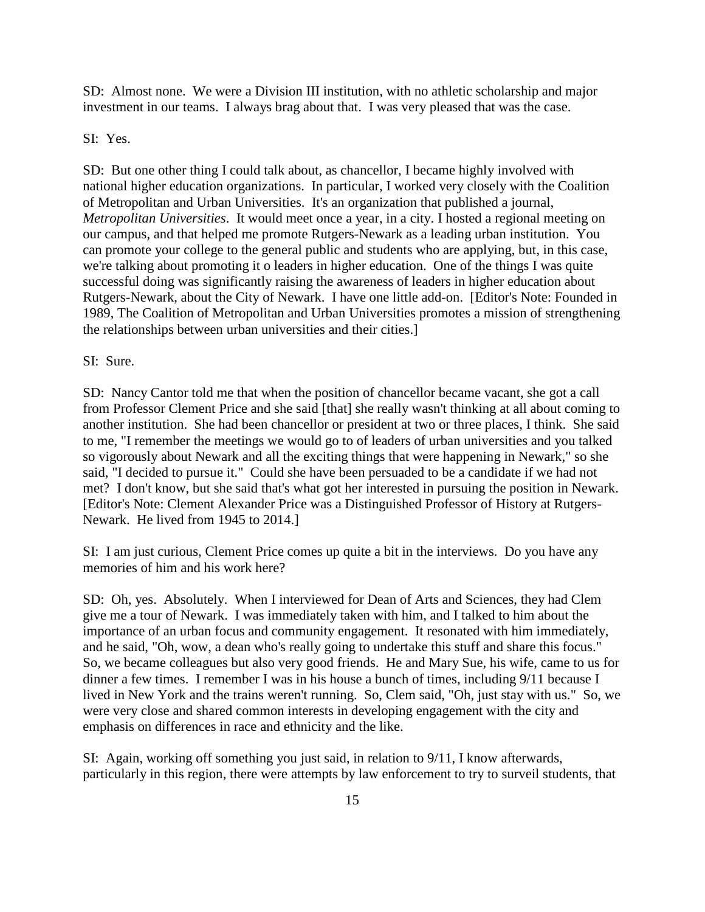SD: Almost none. We were a Division III institution, with no athletic scholarship and major investment in our teams. I always brag about that. I was very pleased that was the case.

SI: Yes.

SD: But one other thing I could talk about, as chancellor, I became highly involved with national higher education organizations. In particular, I worked very closely with the Coalition of Metropolitan and Urban Universities. It's an organization that published a journal, *Metropolitan Universities*. It would meet once a year, in a city. I hosted a regional meeting on our campus, and that helped me promote Rutgers-Newark as a leading urban institution. You can promote your college to the general public and students who are applying, but, in this case, we're talking about promoting it o leaders in higher education. One of the things I was quite successful doing was significantly raising the awareness of leaders in higher education about Rutgers-Newark, about the City of Newark. I have one little add-on. [Editor's Note: Founded in 1989, The Coalition of Metropolitan and Urban Universities promotes a mission of strengthening the relationships between urban universities and their cities.]

SI: Sure.

SD: Nancy Cantor told me that when the position of chancellor became vacant, she got a call from Professor Clement Price and she said [that] she really wasn't thinking at all about coming to another institution. She had been chancellor or president at two or three places, I think. She said to me, "I remember the meetings we would go to of leaders of urban universities and you talked so vigorously about Newark and all the exciting things that were happening in Newark," so she said, "I decided to pursue it." Could she have been persuaded to be a candidate if we had not met? I don't know, but she said that's what got her interested in pursuing the position in Newark. [Editor's Note: Clement Alexander Price was a Distinguished Professor of History at Rutgers-Newark. He lived from 1945 to 2014.]

SI: I am just curious, Clement Price comes up quite a bit in the interviews. Do you have any memories of him and his work here?

SD: Oh, yes. Absolutely. When I interviewed for Dean of Arts and Sciences, they had Clem give me a tour of Newark. I was immediately taken with him, and I talked to him about the importance of an urban focus and community engagement. It resonated with him immediately, and he said, "Oh, wow, a dean who's really going to undertake this stuff and share this focus." So, we became colleagues but also very good friends. He and Mary Sue, his wife, came to us for dinner a few times. I remember I was in his house a bunch of times, including 9/11 because I lived in New York and the trains weren't running. So, Clem said, "Oh, just stay with us." So, we were very close and shared common interests in developing engagement with the city and emphasis on differences in race and ethnicity and the like.

SI: Again, working off something you just said, in relation to 9/11, I know afterwards, particularly in this region, there were attempts by law enforcement to try to surveil students, that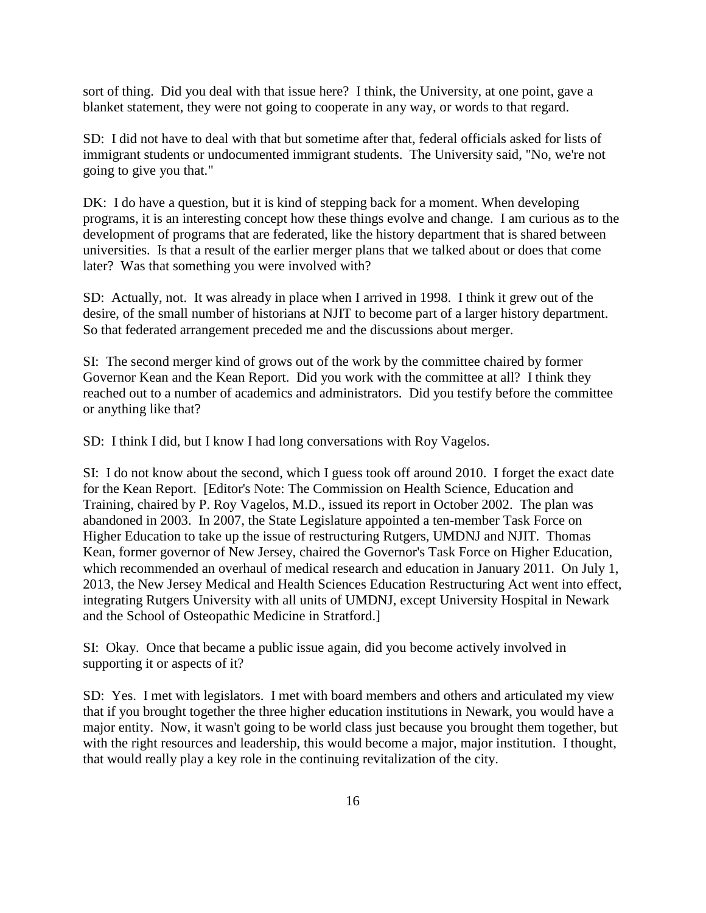sort of thing. Did you deal with that issue here? I think, the University, at one point, gave a blanket statement, they were not going to cooperate in any way, or words to that regard.

SD: I did not have to deal with that but sometime after that, federal officials asked for lists of immigrant students or undocumented immigrant students. The University said, "No, we're not going to give you that."

DK: I do have a question, but it is kind of stepping back for a moment. When developing programs, it is an interesting concept how these things evolve and change. I am curious as to the development of programs that are federated, like the history department that is shared between universities. Is that a result of the earlier merger plans that we talked about or does that come later? Was that something you were involved with?

SD: Actually, not. It was already in place when I arrived in 1998. I think it grew out of the desire, of the small number of historians at NJIT to become part of a larger history department. So that federated arrangement preceded me and the discussions about merger.

SI: The second merger kind of grows out of the work by the committee chaired by former Governor Kean and the Kean Report. Did you work with the committee at all? I think they reached out to a number of academics and administrators. Did you testify before the committee or anything like that?

SD: I think I did, but I know I had long conversations with Roy Vagelos.

SI: I do not know about the second, which I guess took off around 2010. I forget the exact date for the Kean Report. [Editor's Note: The Commission on Health Science, Education and Training, chaired by P. Roy Vagelos, M.D., issued its report in October 2002. The plan was abandoned in 2003. In 2007, the State Legislature appointed a ten-member Task Force on Higher Education to take up the issue of restructuring Rutgers, UMDNJ and NJIT. Thomas Kean, former governor of New Jersey, chaired the Governor's Task Force on Higher Education, which recommended an overhaul of medical research and education in January 2011. On July 1, 2013, the New Jersey Medical and Health Sciences Education Restructuring Act went into effect, integrating Rutgers University with all units of UMDNJ, except University Hospital in Newark and the School of Osteopathic Medicine in Stratford.]

SI: Okay. Once that became a public issue again, did you become actively involved in supporting it or aspects of it?

SD: Yes. I met with legislators. I met with board members and others and articulated my view that if you brought together the three higher education institutions in Newark, you would have a major entity. Now, it wasn't going to be world class just because you brought them together, but with the right resources and leadership, this would become a major, major institution. I thought, that would really play a key role in the continuing revitalization of the city.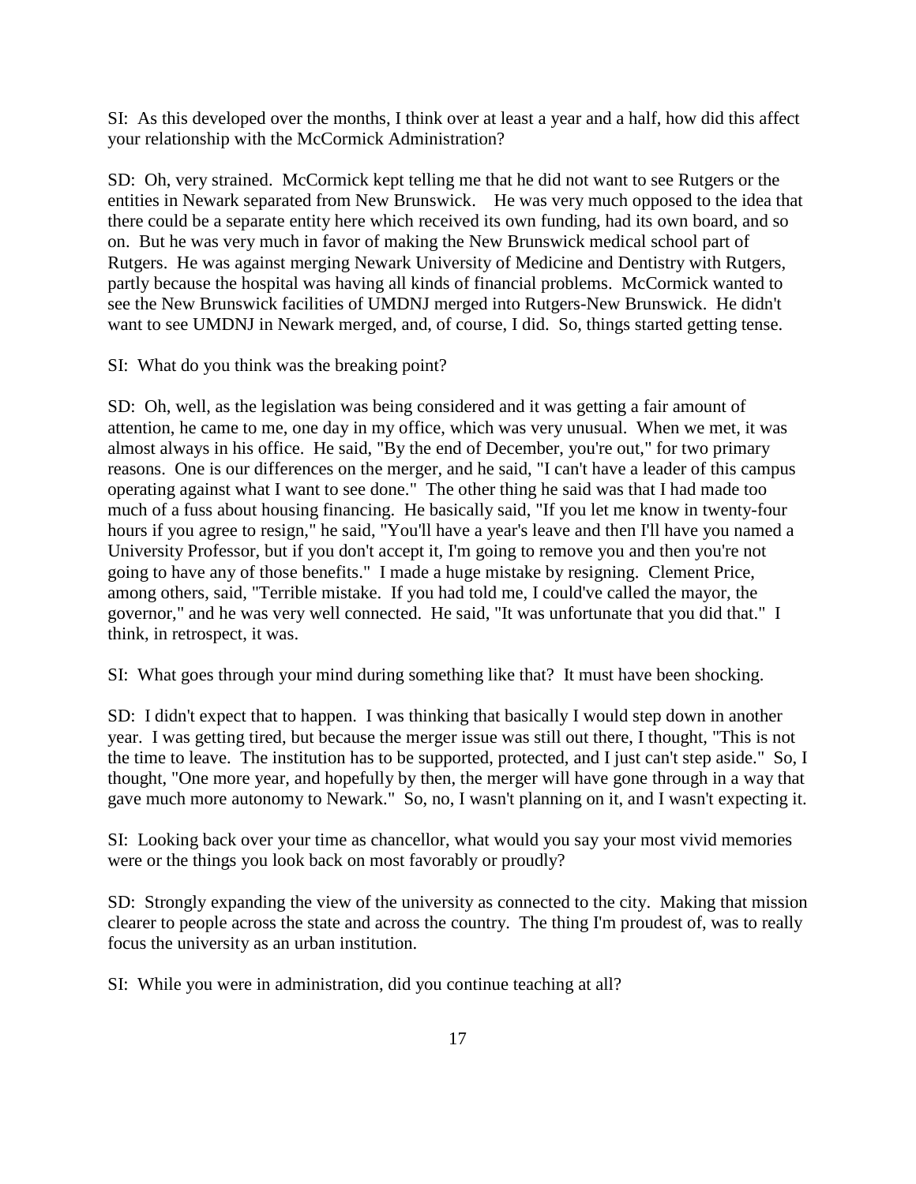SI: As this developed over the months, I think over at least a year and a half, how did this affect your relationship with the McCormick Administration?

SD: Oh, very strained. McCormick kept telling me that he did not want to see Rutgers or the entities in Newark separated from New Brunswick. He was very much opposed to the idea that there could be a separate entity here which received its own funding, had its own board, and so on. But he was very much in favor of making the New Brunswick medical school part of Rutgers. He was against merging Newark University of Medicine and Dentistry with Rutgers, partly because the hospital was having all kinds of financial problems. McCormick wanted to see the New Brunswick facilities of UMDNJ merged into Rutgers-New Brunswick. He didn't want to see UMDNJ in Newark merged, and, of course, I did. So, things started getting tense.

SI: What do you think was the breaking point?

SD: Oh, well, as the legislation was being considered and it was getting a fair amount of attention, he came to me, one day in my office, which was very unusual. When we met, it was almost always in his office. He said, "By the end of December, you're out," for two primary reasons. One is our differences on the merger, and he said, "I can't have a leader of this campus operating against what I want to see done." The other thing he said was that I had made too much of a fuss about housing financing. He basically said, "If you let me know in twenty-four hours if you agree to resign," he said, "You'll have a year's leave and then I'll have you named a University Professor, but if you don't accept it, I'm going to remove you and then you're not going to have any of those benefits." I made a huge mistake by resigning. Clement Price, among others, said, "Terrible mistake. If you had told me, I could've called the mayor, the governor," and he was very well connected. He said, "It was unfortunate that you did that." I think, in retrospect, it was.

SI: What goes through your mind during something like that? It must have been shocking.

SD: I didn't expect that to happen. I was thinking that basically I would step down in another year. I was getting tired, but because the merger issue was still out there, I thought, "This is not the time to leave. The institution has to be supported, protected, and I just can't step aside." So, I thought, "One more year, and hopefully by then, the merger will have gone through in a way that gave much more autonomy to Newark." So, no, I wasn't planning on it, and I wasn't expecting it.

SI: Looking back over your time as chancellor, what would you say your most vivid memories were or the things you look back on most favorably or proudly?

SD: Strongly expanding the view of the university as connected to the city. Making that mission clearer to people across the state and across the country. The thing I'm proudest of, was to really focus the university as an urban institution.

SI: While you were in administration, did you continue teaching at all?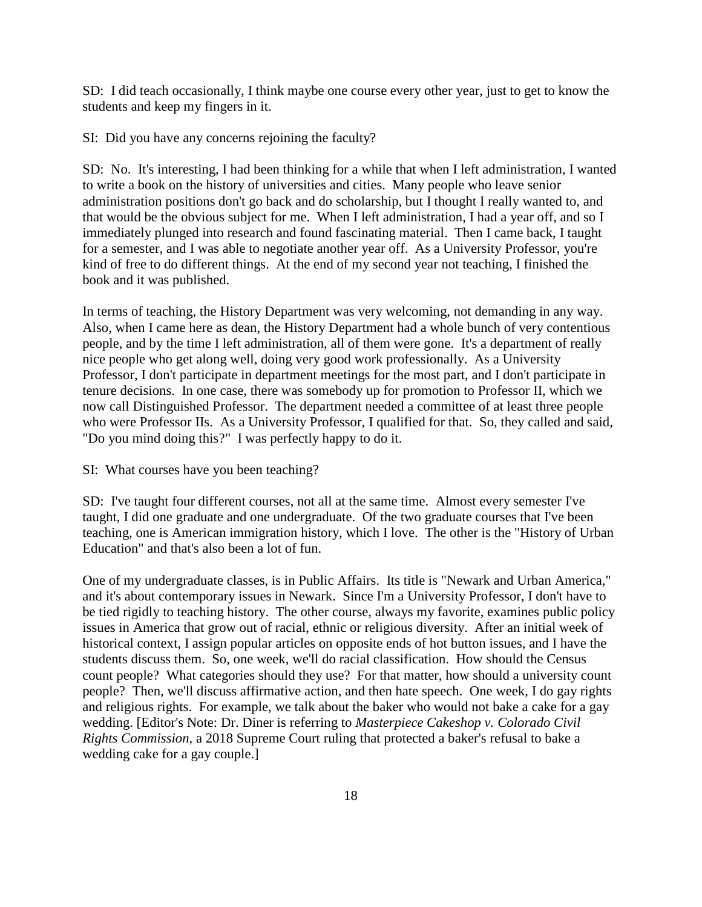SD: I did teach occasionally, I think maybe one course every other year, just to get to know the students and keep my fingers in it.

SI: Did you have any concerns rejoining the faculty?

SD: No. It's interesting, I had been thinking for a while that when I left administration, I wanted to write a book on the history of universities and cities. Many people who leave senior administration positions don't go back and do scholarship, but I thought I really wanted to, and that would be the obvious subject for me. When I left administration, I had a year off, and so I immediately plunged into research and found fascinating material. Then I came back, I taught for a semester, and I was able to negotiate another year off. As a University Professor, you're kind of free to do different things. At the end of my second year not teaching, I finished the book and it was published.

In terms of teaching, the History Department was very welcoming, not demanding in any way. Also, when I came here as dean, the History Department had a whole bunch of very contentious people, and by the time I left administration, all of them were gone. It's a department of really nice people who get along well, doing very good work professionally. As a University Professor, I don't participate in department meetings for the most part, and I don't participate in tenure decisions. In one case, there was somebody up for promotion to Professor II, which we now call Distinguished Professor. The department needed a committee of at least three people who were Professor IIs. As a University Professor, I qualified for that. So, they called and said, "Do you mind doing this?" I was perfectly happy to do it.

SI: What courses have you been teaching?

SD: I've taught four different courses, not all at the same time. Almost every semester I've taught, I did one graduate and one undergraduate. Of the two graduate courses that I've been teaching, one is American immigration history, which I love. The other is the "History of Urban Education" and that's also been a lot of fun.

One of my undergraduate classes, is in Public Affairs. Its title is "Newark and Urban America," and it's about contemporary issues in Newark. Since I'm a University Professor, I don't have to be tied rigidly to teaching history. The other course, always my favorite, examines public policy issues in America that grow out of racial, ethnic or religious diversity. After an initial week of historical context, I assign popular articles on opposite ends of hot button issues, and I have the students discuss them. So, one week, we'll do racial classification. How should the Census count people? What categories should they use? For that matter, how should a university count people? Then, we'll discuss affirmative action, and then hate speech. One week, I do gay rights and religious rights. For example, we talk about the baker who would not bake a cake for a gay wedding. [Editor's Note: Dr. Diner is referring to *Masterpiece Cakeshop v. Colorado Civil Rights Commission*, a 2018 Supreme Court ruling that protected a baker's refusal to bake a wedding cake for a gay couple.]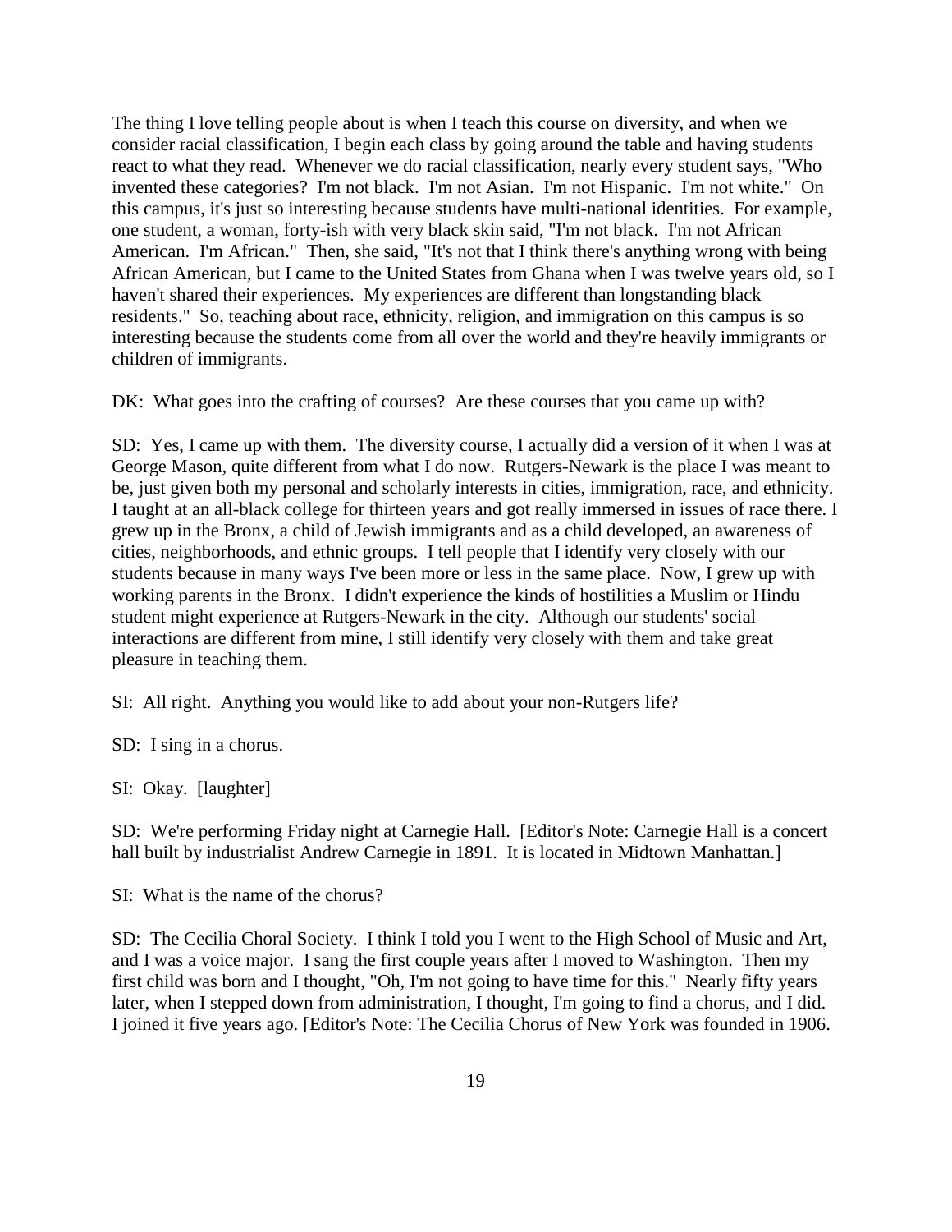The thing I love telling people about is when I teach this course on diversity, and when we consider racial classification, I begin each class by going around the table and having students react to what they read. Whenever we do racial classification, nearly every student says, "Who invented these categories? I'm not black. I'm not Asian. I'm not Hispanic. I'm not white." On this campus, it's just so interesting because students have multi-national identities. For example, one student, a woman, forty-ish with very black skin said, "I'm not black. I'm not African American. I'm African." Then, she said, "It's not that I think there's anything wrong with being African American, but I came to the United States from Ghana when I was twelve years old, so I haven't shared their experiences. My experiences are different than longstanding black residents." So, teaching about race, ethnicity, religion, and immigration on this campus is so interesting because the students come from all over the world and they're heavily immigrants or children of immigrants.

DK: What goes into the crafting of courses? Are these courses that you came up with?

SD: Yes, I came up with them. The diversity course, I actually did a version of it when I was at George Mason, quite different from what I do now. Rutgers-Newark is the place I was meant to be, just given both my personal and scholarly interests in cities, immigration, race, and ethnicity. I taught at an all-black college for thirteen years and got really immersed in issues of race there. I grew up in the Bronx, a child of Jewish immigrants and as a child developed, an awareness of cities, neighborhoods, and ethnic groups. I tell people that I identify very closely with our students because in many ways I've been more or less in the same place. Now, I grew up with working parents in the Bronx. I didn't experience the kinds of hostilities a Muslim or Hindu student might experience at Rutgers-Newark in the city. Although our students' social interactions are different from mine, I still identify very closely with them and take great pleasure in teaching them.

SI: All right. Anything you would like to add about your non-Rutgers life?

SD: I sing in a chorus.

SI: Okay. [laughter]

SD: We're performing Friday night at Carnegie Hall. [Editor's Note: Carnegie Hall is a concert hall built by industrialist Andrew Carnegie in 1891. It is located in Midtown Manhattan.]

SI: What is the name of the chorus?

SD: The Cecilia Choral Society. I think I told you I went to the High School of Music and Art, and I was a voice major. I sang the first couple years after I moved to Washington. Then my first child was born and I thought, "Oh, I'm not going to have time for this." Nearly fifty years later, when I stepped down from administration, I thought, I'm going to find a chorus, and I did. I joined it five years ago. [Editor's Note: The Cecilia Chorus of New York was founded in 1906.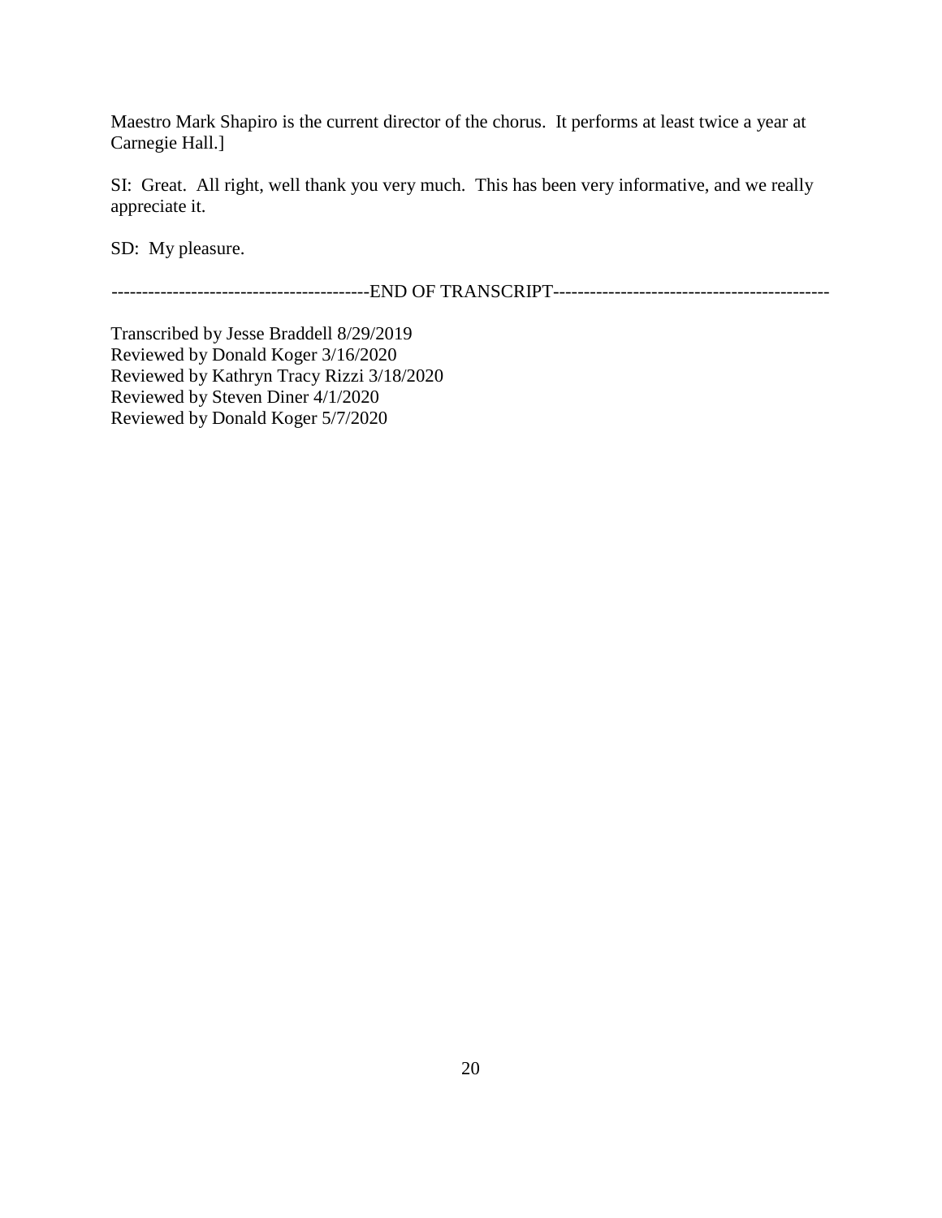Maestro Mark Shapiro is the current director of the chorus. It performs at least twice a year at Carnegie Hall.]

SI: Great. All right, well thank you very much. This has been very informative, and we really appreciate it.

SD: My pleasure.

------------------------------------------END OF TRANSCRIPT---------------------------------------------

Transcribed by Jesse Braddell 8/29/2019
Reviewed by Donald Koger 3/16/2020
Reviewed by Kathryn Tracy Rizzi 3/18/2020
Reviewed by Steven Diner 4/1/2020
Reviewed by Donald Koger 5/7/2020